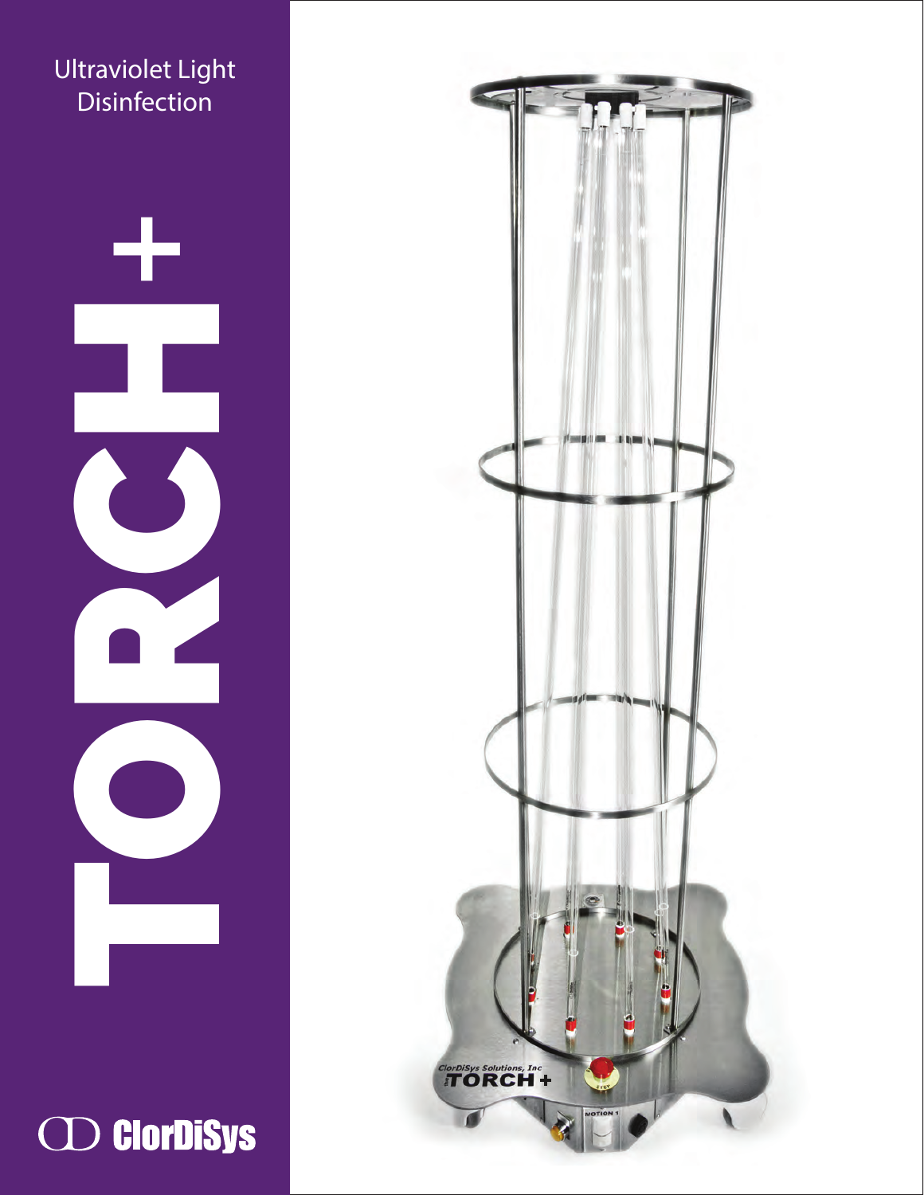Ultraviolet Light Disinfection

# TORCH+

ClorDiSys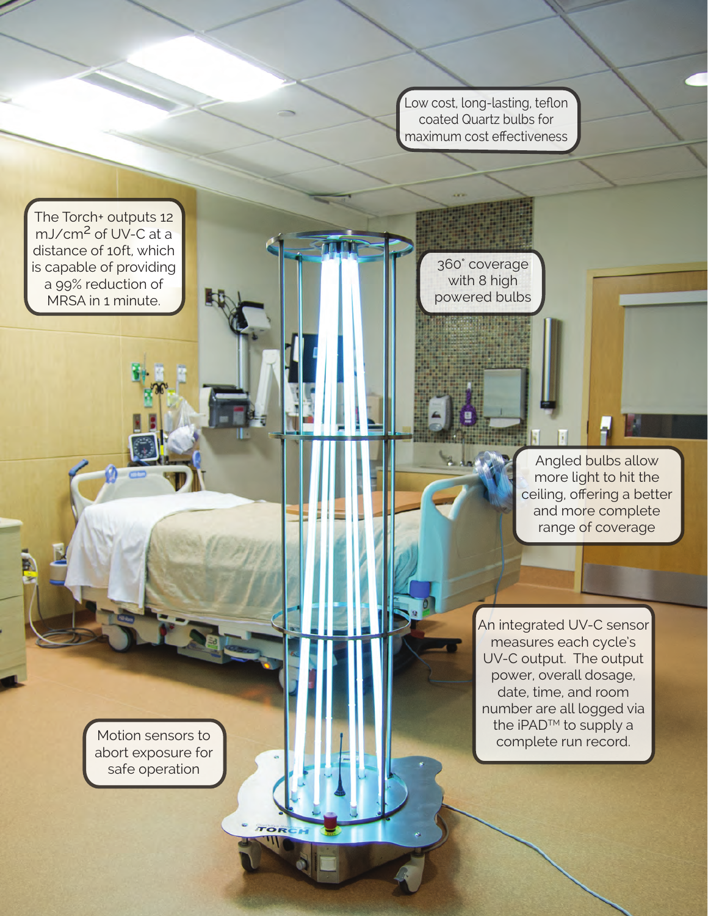Low cost, long-lasting, teflon coated Quartz bulbs for maximum cost effectiveness

The Torch+ outputs 12 $mJ/cm^2$ of UV-C at a distance of 10ft, which is capable of providing a 99% reduction of MRSA in 1 minute.

360˚ coverage with 8 high powered bulbs

Angled bulbs allow more light to hit the ceiling, offering a better and more complete range of coverage

An integrated UV-C sensor measures each cycle's UV-C output. The output power, overall dosage, date, time, and room number are all logged via the iPAD™ to supply a complete run record.

Motion sensors to abort exposure for safe operation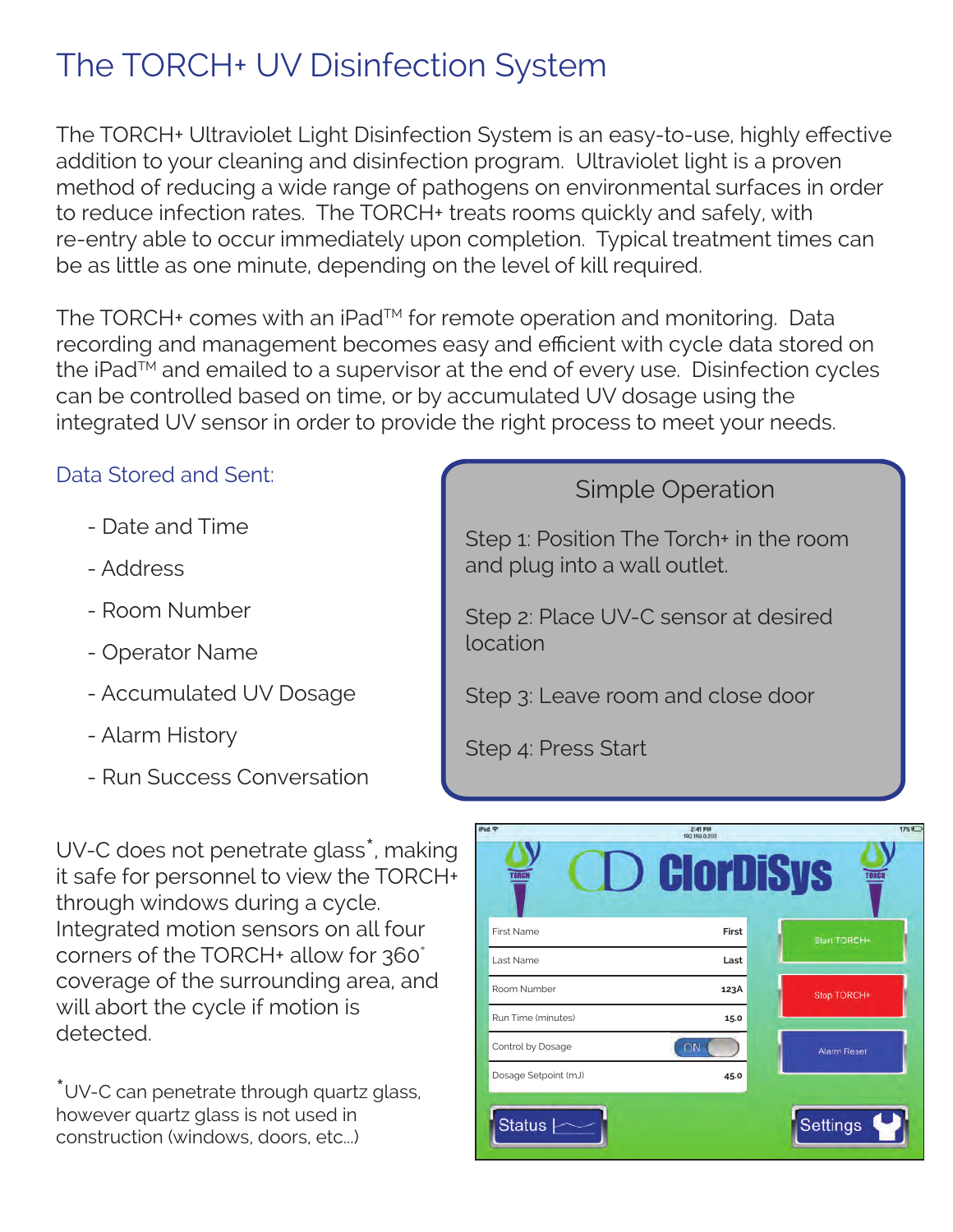# The TORCH+ UV Disinfection System

The TORCH+ Ultraviolet Light Disinfection System is an easy-to-use, highly effective addition to your cleaning and disinfection program. Ultraviolet light is a proven method of reducing a wide range of pathogens on environmental surfaces in order to reduce infection rates. The TORCH+ treats rooms quickly and safely, with re-entry able to occur immediately upon completion. Typical treatment times can be as little as one minute, depending on the level of kill required.

The TORCH+ comes with an iPad™ for remote operation and monitoring. Data recording and management becomes easy and efficient with cycle data stored on the iPad™ and emailed to a supervisor at the end of every use. Disinfection cycles can be controlled based on time, or by accumulated UV dosage using the integrated UV sensor in order to provide the right process to meet your needs.

## Data Stored and Sent:

- Date and Time
- Address
- Room Number
- Operator Name
- Accumulated UV Dosage
- Alarm History
- Run Success Conversation

## Simple Operation

Step 1: Position The Torch+ in the room and plug into a wall outlet.

Step 2: Place UV-C sensor at desired location

Step 3: Leave room and close door

Step 4: Press Start

UV-C does not penetrate glass*, making it safe for personnel to view the TORCH+ through windows during a cycle. Integrated motion sensors on all four corners of the TORCH+ allow for 360° coverage of the surrounding area, and will abort the cycle if motion is detected.

*UV-C can penetrate through quartz glass, however quartz glass is not used in construction (windows, doors, etc...)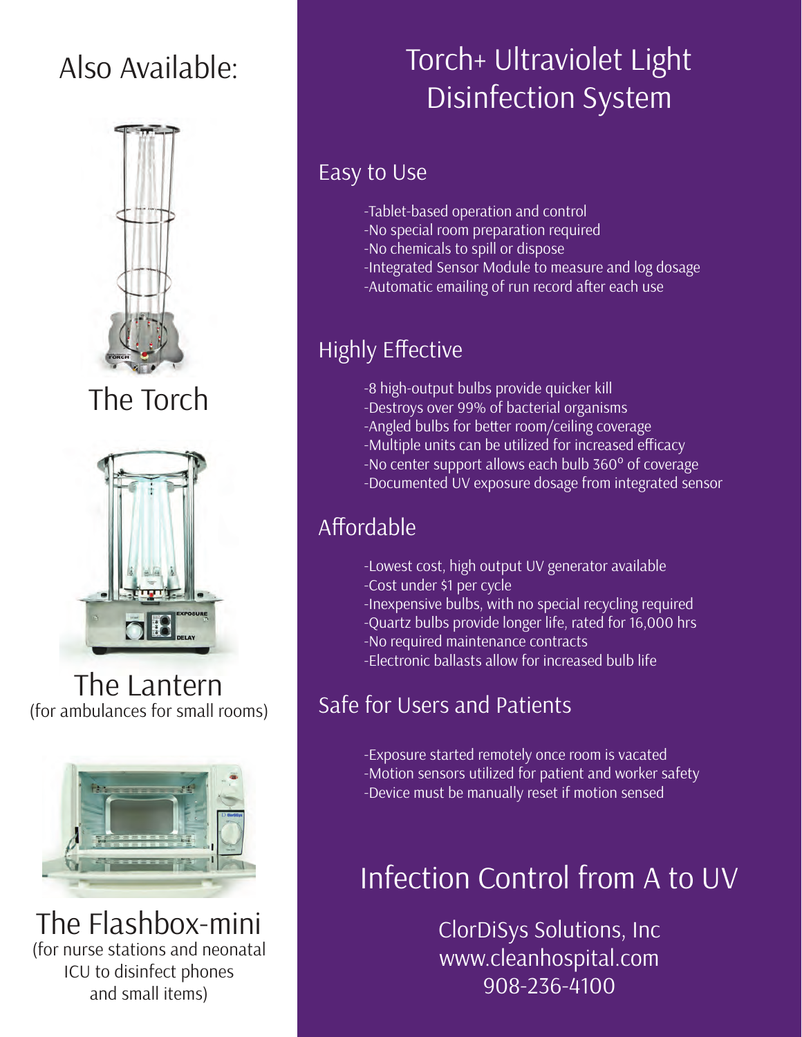## Also Available:

### The Torch

### The Lantern
(for ambulances for small rooms)

### The Flashbox-mini
(for nurse stations and neonatal ICU to disinfect phones and small items)

# Torch+ Ultraviolet Light Disinfection System

## Easy to Use

-Tablet-based operation and control
-No special room preparation required
-No chemicals to spill or dispose
-Integrated Sensor Module to measure and log dosage
-Automatic emailing of run record after each use

## Highly Effective

-8 high-output bulbs provide quicker kill
-Destroys over 99% of bacterial organisms
-Angled bulbs for better room/ceiling coverage
-Multiple units can be utilized for increased efficacy
-No center support allows each bulb 360° of coverage
-Documented UV exposure dosage from integrated sensor

## Affordable

-Lowest cost, high output UV generator available
-Cost under $1 per cycle
-Inexpensive bulbs, with no special recycling required
-Quartz bulbs provide longer life, rated for 16,000 hrs
-No required maintenance contracts
-Electronic ballasts allow for increased bulb life

## Safe for Users and Patients

-Exposure started remotely once room is vacated
-Motion sensors utilized for patient and worker safety
-Device must be manually reset if motion sensed

# Infection Control from A to UV

ClorDiSys Solutions, Inc
www.cleanhospital.com
908-236-4100